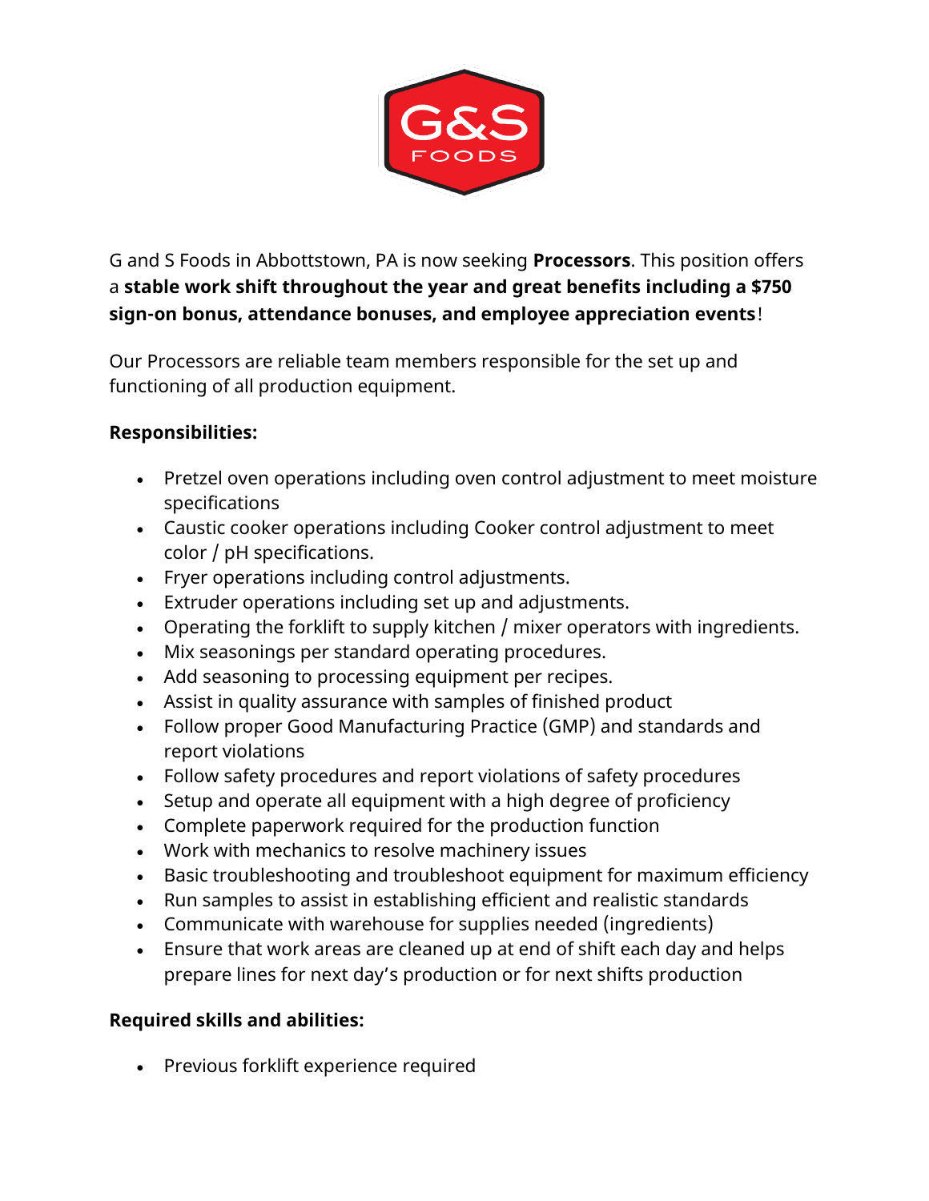G and S Foods in Abbottstown, PA is now seeking **Processors**. This position offers a **stable work shift throughout the year and great benefits including a $750 sign-on bonus, attendance bonuses, and employee appreciation events**!

Our Processors are reliable team members responsible for the set up and functioning of all production equipment.

**Responsibilities:**

- Pretzel oven operations including oven control adjustment to meet moisture specifications
- Caustic cooker operations including Cooker control adjustment to meet color / pH specifications.
- Fryer operations including control adjustments.
- Extruder operations including set up and adjustments.
- Operating the forklift to supply kitchen / mixer operators with ingredients.
- Mix seasonings per standard operating procedures.
- Add seasoning to processing equipment per recipes.
- Assist in quality assurance with samples of finished product
- Follow proper Good Manufacturing Practice (GMP) and standards and report violations
- Follow safety procedures and report violations of safety procedures
- Setup and operate all equipment with a high degree of proficiency
- Complete paperwork required for the production function
- Work with mechanics to resolve machinery issues
- Basic troubleshooting and troubleshoot equipment for maximum efficiency
- Run samples to assist in establishing efficient and realistic standards
- Communicate with warehouse for supplies needed (ingredients)
- Ensure that work areas are cleaned up at end of shift each day and helps prepare lines for next day's production or for next shifts production

**Required skills and abilities:**

- Previous forklift experience required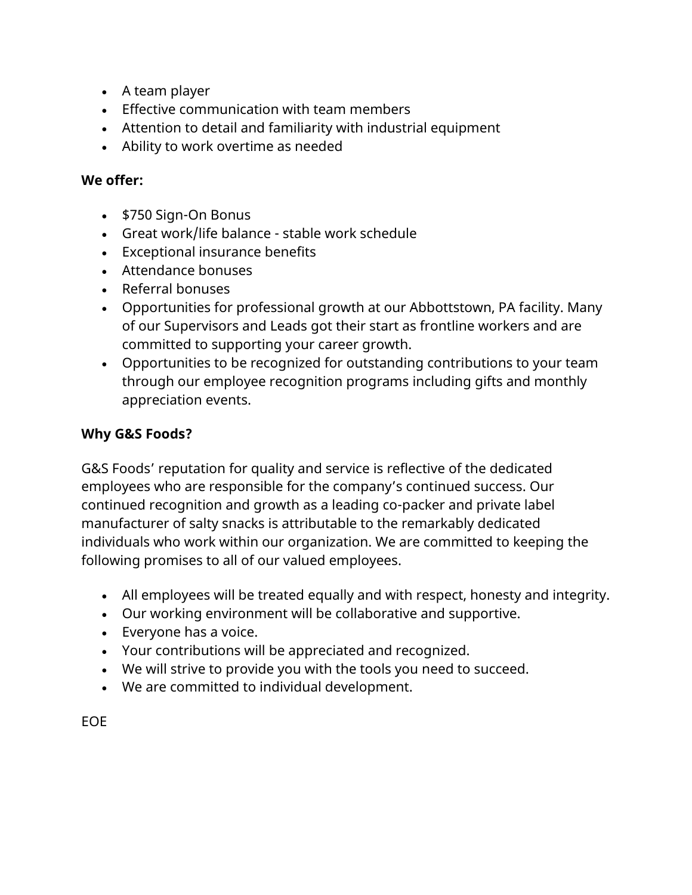- A team player
- Effective communication with team members
- Attention to detail and familiarity with industrial equipment
- Ability to work overtime as needed

**We offer:**

- $750 Sign-On Bonus
- Great work/life balance - stable work schedule
- Exceptional insurance benefits
- Attendance bonuses
- Referral bonuses
- Opportunities for professional growth at our Abbottstown, PA facility. Many of our Supervisors and Leads got their start as frontline workers and are committed to supporting your career growth.
- Opportunities to be recognized for outstanding contributions to your team through our employee recognition programs including gifts and monthly appreciation events.

**Why G&S Foods?**

G&S Foods' reputation for quality and service is reflective of the dedicated employees who are responsible for the company's continued success. Our continued recognition and growth as a leading co-packer and private label manufacturer of salty snacks is attributable to the remarkably dedicated individuals who work within our organization. We are committed to keeping the following promises to all of our valued employees.

- All employees will be treated equally and with respect, honesty and integrity.
- Our working environment will be collaborative and supportive.
- Everyone has a voice.
- Your contributions will be appreciated and recognized.
- We will strive to provide you with the tools you need to succeed.
- We are committed to individual development.

EOE